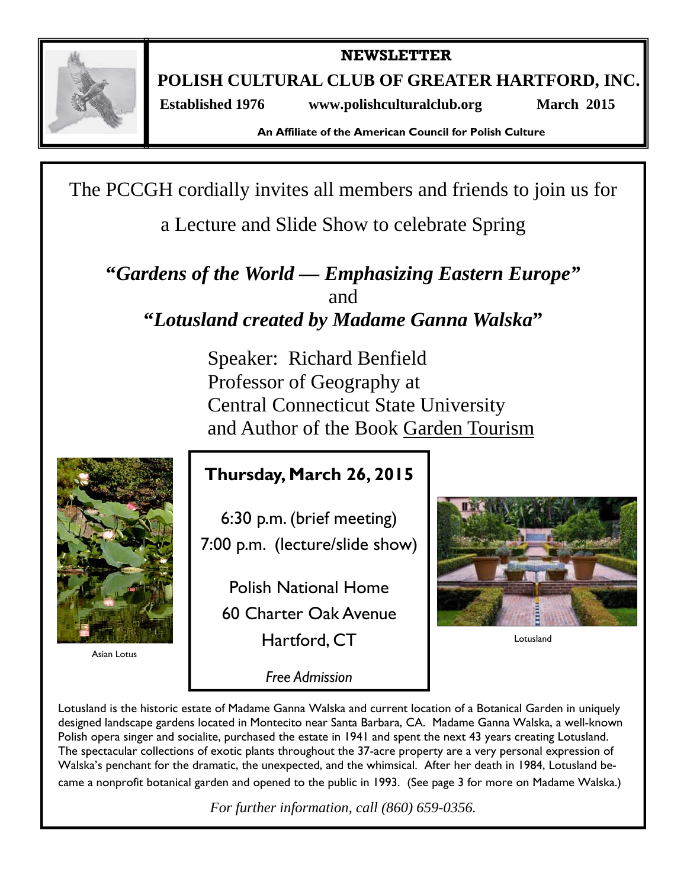# NEWSLETTER

## POLISH CULTURAL CLUB OF GREATER HARTFORD, INC.

**Established 1976** **www.polishculturalclub.org** **March 2015**

**An Affiliate of the American Council for Polish Culture**

The PCCGH cordially invites all members and friends to join us for

a Lecture and Slide Show to celebrate Spring

***"Gardens of the World — Emphasizing Eastern Europe"***

and

***"Lotusland created by Madame Ganna Walska"***

Speaker: Richard Benfield
Professor of Geography at
Central Connecticut State University
and Author of the Book Garden Tourism

Asian Lotus

**Thursday, March 26, 2015**

6:30 p.m. (brief meeting)
7:00 p.m. (lecture/slide show)

Polish National Home
60 Charter Oak Avenue
Hartford, CT

*Free Admission*

Lotusland

Lotusland is the historic estate of Madame Ganna Walska and current location of a Botanical Garden in uniquely designed landscape gardens located in Montecito near Santa Barbara, CA. Madame Ganna Walska, a well-known Polish opera singer and socialite, purchased the estate in 1941 and spent the next 43 years creating Lotusland. The spectacular collections of exotic plants throughout the 37-acre property are a very personal expression of Walska's penchant for the dramatic, the unexpected, and the whimsical. After her death in 1984, Lotusland became a nonprofit botanical garden and opened to the public in 1993. (See page 3 for more on Madame Walska.)

*For further information, call (860) 659-0356.*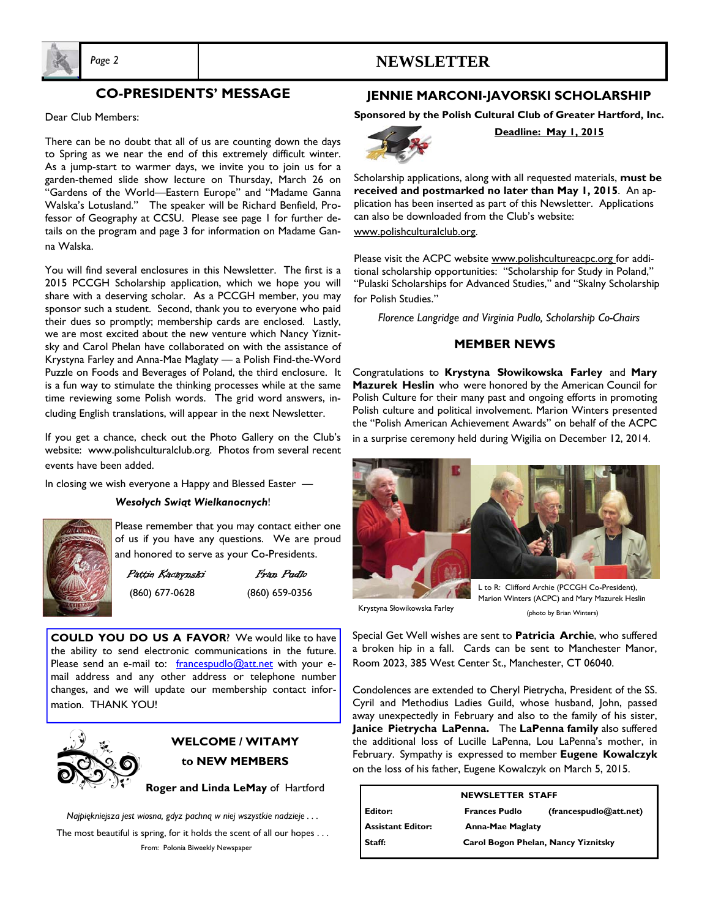## CO-PRESIDENTS' MESSAGE

Dear Club Members:

There can be no doubt that all of us are counting down the days to Spring as we near the end of this extremely difficult winter. As a jump-start to warmer days, we invite you to join us for a garden-themed slide show lecture on Thursday, March 26 on "Gardens of the World—Eastern Europe" and "Madame Ganna Walska's Lotusland." The speaker will be Richard Benfield, Professor of Geography at CCSU. Please see page 1 for further details on the program and page 3 for information on Madame Ganna Walska.

You will find several enclosures in this Newsletter. The first is a 2015 PCCGH Scholarship application, which we hope you will share with a deserving scholar. As a PCCGH member, you may sponsor such a student. Second, thank you to everyone who paid their dues so promptly; membership cards are enclosed. Lastly, we are most excited about the new venture which Nancy Yiznitsky and Carol Phelan have collaborated on with the assistance of Krystyna Farley and Anna-Mae Maglaty — a Polish Find-the-Word Puzzle on Foods and Beverages of Poland, the third enclosure. It is a fun way to stimulate the thinking processes while at the same time reviewing some Polish words. The grid word answers, including English translations, will appear in the next Newsletter.

If you get a chance, check out the Photo Gallery on the Club's website: www.polishculturalclub.org. Photos from several recent events have been added.

In closing we wish everyone a Happy and Blessed Easter —

***Wesołych Świąt Wielkanocnych*!**

Please remember that you may contact either one of us if you have any questions. We are proud and honored to serve as your Co-Presidents.

*Pattie Kaczynski* (860) 677-0628

*Fran Pudlo* (860) 659-0356

**COULD YOU DO US A FAVOR**? We would like to have the ability to send electronic communications in the future. Please send an e-mail to: francespudlo@att.net with your e-mail address and any other address or telephone number changes, and we will update our membership contact information. THANK YOU!

### WELCOME / WITAMY to NEW MEMBERS

**Roger and Linda LeMay** of Hartford

*Najpiękniejsza jest wiosna, gdyż pachną w niej wszystkie nadzieje . . .*

The most beautiful is spring, for it holds the scent of all our hopes . . .

From: Polonia Biweekly Newspaper

## JENNIE MARCONI-JAVORSKI SCHOLARSHIP

**Sponsored by the Polish Cultural Club of Greater Hartford, Inc.**

**Deadline: May 1, 2015**

Scholarship applications, along with all requested materials, **must be received and postmarked no later than May 1, 2015**. An application has been inserted as part of this Newsletter. Applications can also be downloaded from the Club's website: www.polishculturalclub.org.

Please visit the ACPC website www.polishcultureacpc.org for additional scholarship opportunities: "Scholarship for Study in Poland," "Pulaski Scholarships for Advanced Studies," and "Skalny Scholarship for Polish Studies."

*Florence Langridge and Virginia Pudlo, Scholarship Co-Chairs*

## MEMBER NEWS

Congratulations to **Krystyna Słowikowska Farley** and **Mary Mazurek Heslin** who were honored by the American Council for Polish Culture for their many past and ongoing efforts in promoting Polish culture and political involvement. Marion Winters presented the "Polish American Achievement Awards" on behalf of the ACPC in a surprise ceremony held during Wigilia on December 12, 2014.

Krystyna Słowikowska Farley

L to R: Clifford Archie (PCCGH Co-President), Marion Winters (ACPC) and Mary Mazurek Heslin

(photo by Brian Winters)

Special Get Well wishes are sent to **Patricia Archie**, who suffered a broken hip in a fall. Cards can be sent to Manchester Manor, Room 2023, 385 West Center St., Manchester, CT 06040.

Condolences are extended to Cheryl Pietrycha, President of the SS. Cyril and Methodius Ladies Guild, whose husband, John, passed away unexpectedly in February and also to the family of his sister, **Janice Pietrycha LaPenna.** The **LaPenna family** also suffered the additional loss of Lucille LaPenna, Lou LaPenna's mother, in February. Sympathy is expressed to member **Eugene Kowalczyk** on the loss of his father, Eugene Kowalczyk on March 5, 2015.

| NEWSLETTER STAFF | | |
|---|---|---|
| **Editor:** | **Frances Pudlo** | **(francespudlo@att.net)** |
| **Assistant Editor:** | **Anna-Mae Maglaty** | |
| **Staff:** | **Carol Bogon Phelan, Nancy Yiznitsky** | |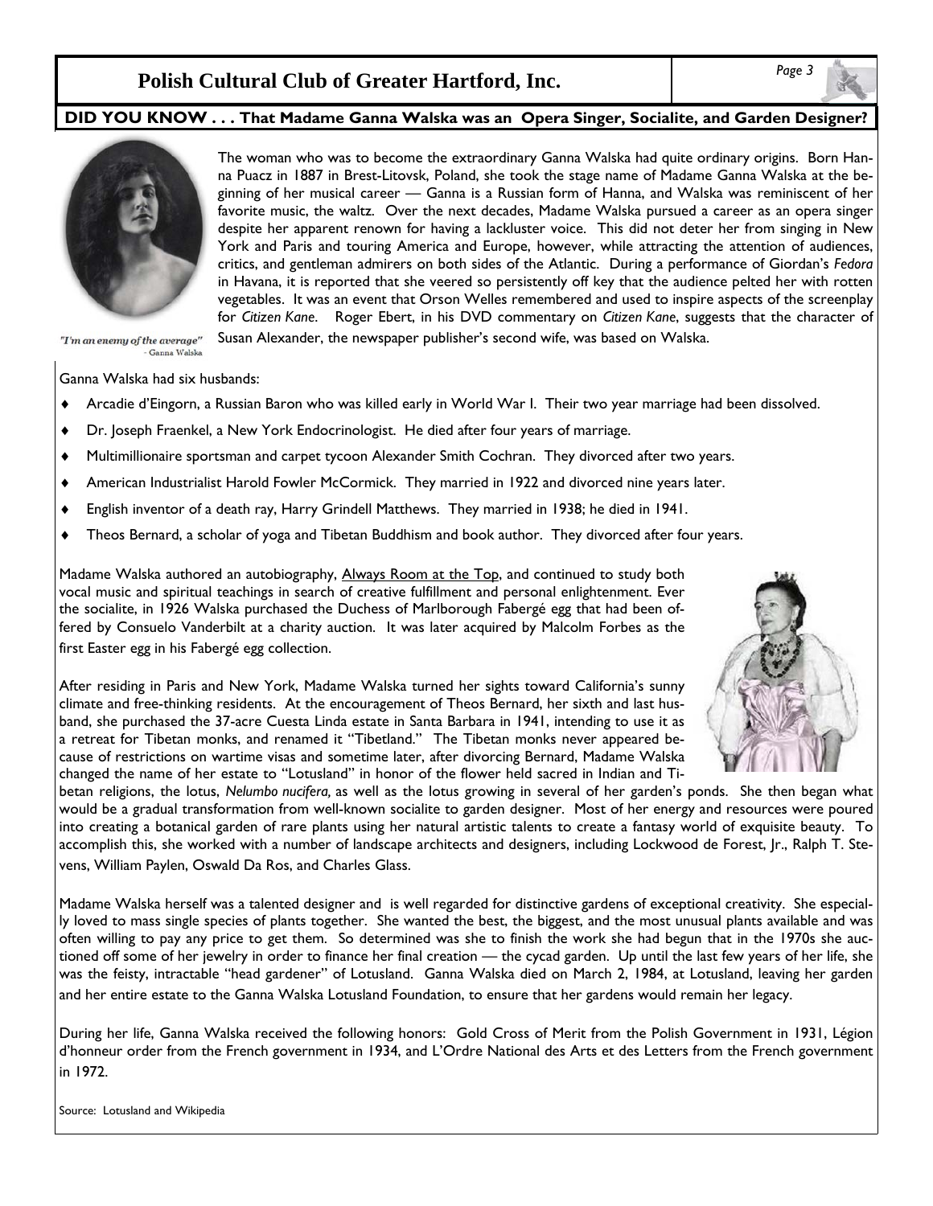## DID YOU KNOW . . . That Madame Ganna Walska was an Opera Singer, Socialite, and Garden Designer?

The woman who was to become the extraordinary Ganna Walska had quite ordinary origins. Born Hanna Puacz in 1887 in Brest-Litovsk, Poland, she took the stage name of Madame Ganna Walska at the beginning of her musical career — Ganna is a Russian form of Hanna, and Walska was reminiscent of her favorite music, the waltz. Over the next decades, Madame Walska pursued a career as an opera singer despite her apparent renown for having a lackluster voice. This did not deter her from singing in New York and Paris and touring America and Europe, however, while attracting the attention of audiences, critics, and gentleman admirers on both sides of the Atlantic. During a performance of Giordan's *Fedora* in Havana, it is reported that she veered so persistently off key that the audience pelted her with rotten vegetables. It was an event that Orson Welles remembered and used to inspire aspects of the screenplay for *Citizen Kane*. Roger Ebert, in his DVD commentary on *Citizen Kane*, suggests that the character of Susan Alexander, the newspaper publisher's second wife, was based on Walska.

*"I'm an enemy of the average"* - Ganna Walska

Ganna Walska had six husbands:

- Arcadie d'Eingorn, a Russian Baron who was killed early in World War I. Their two year marriage had been dissolved.
- Dr. Joseph Fraenkel, a New York Endocrinologist. He died after four years of marriage.
- Multimillionaire sportsman and carpet tycoon Alexander Smith Cochran. They divorced after two years.
- American Industrialist Harold Fowler McCormick. They married in 1922 and divorced nine years later.
- English inventor of a death ray, Harry Grindell Matthews. They married in 1938; he died in 1941.
- Theos Bernard, a scholar of yoga and Tibetan Buddhism and book author. They divorced after four years.

Madame Walska authored an autobiography, Always Room at the Top, and continued to study both vocal music and spiritual teachings in search of creative fulfillment and personal enlightenment. Ever the socialite, in 1926 Walska purchased the Duchess of Marlborough Fabergé egg that had been offered by Consuelo Vanderbilt at a charity auction. It was later acquired by Malcolm Forbes as the first Easter egg in his Fabergé egg collection.

After residing in Paris and New York, Madame Walska turned her sights toward California's sunny climate and free-thinking residents. At the encouragement of Theos Bernard, her sixth and last husband, she purchased the 37-acre Cuesta Linda estate in Santa Barbara in 1941, intending to use it as a retreat for Tibetan monks, and renamed it "Tibetland." The Tibetan monks never appeared because of restrictions on wartime visas and sometime later, after divorcing Bernard, Madame Walska changed the name of her estate to "Lotusland" in honor of the flower held sacred in Indian and Tibetan religions, the lotus, *Nelumbo nucifera,* as well as the lotus growing in several of her garden's ponds. She then began what would be a gradual transformation from well-known socialite to garden designer. Most of her energy and resources were poured into creating a botanical garden of rare plants using her natural artistic talents to create a fantasy world of exquisite beauty. To accomplish this, she worked with a number of landscape architects and designers, including Lockwood de Forest, Jr., Ralph T. Stevens, William Paylen, Oswald Da Ros, and Charles Glass.

Madame Walska herself was a talented designer and is well regarded for distinctive gardens of exceptional creativity. She especially loved to mass single species of plants together. She wanted the best, the biggest, and the most unusual plants available and was often willing to pay any price to get them. So determined was she to finish the work she had begun that in the 1970s she auctioned off some of her jewelry in order to finance her final creation — the cycad garden. Up until the last few years of her life, she was the feisty, intractable "head gardener" of Lotusland. Ganna Walska died on March 2, 1984, at Lotusland, leaving her garden and her entire estate to the Ganna Walska Lotusland Foundation, to ensure that her gardens would remain her legacy.

During her life, Ganna Walska received the following honors: Gold Cross of Merit from the Polish Government in 1931, Légion d'honneur order from the French government in 1934, and L'Ordre National des Arts et des Letters from the French government in 1972.

Source: Lotusland and Wikipedia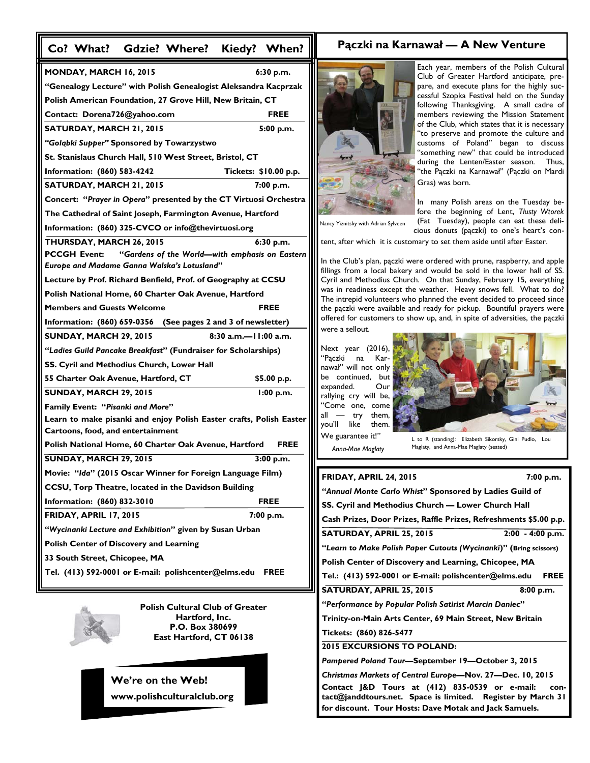## Co? What? Gdzie? Where? Kiedy? When?

**MONDAY, MARCH 16, 2015** — **6:30 p.m.**

**"Genealogy Lecture" with Polish Genealogist Aleksandra Kacprzak**

**Polish American Foundation, 27 Grove Hill, New Britain, CT**

**Contact: Dorena726@yahoo.com** — **FREE**

**SATURDAY, MARCH 21, 2015** — **5:00 p.m.**

***"Gołąbki Supper"* Sponsored by Towarzystwo**

**St. Stanislaus Church Hall, 510 West Street, Bristol, CT**

**Information: (860) 583-4242** — **Tickets: $10.00 p.p.**

**SATURDAY, MARCH 21, 2015** — **7:00 p.m.**

**Concert: "*Prayer in Opera*" presented by the CT Virtuosi Orchestra**

**The Cathedral of Saint Joseph, Farmington Avenue, Hartford**

**Information: (860) 325-CVCO or info@thevirtuosi.org**

**THURSDAY, MARCH 26, 2015** — **6:30 p.m.**

**PCCGH Event: "*Gardens of the World—with emphasis on Eastern Europe and Madame Ganna Walska's Lotusland*"**

**Lecture by Prof. Richard Benfield, Prof. of Geography at CCSU**

**Polish National Home, 60 Charter Oak Avenue, Hartford**

**Members and Guests Welcome** — **FREE**

**Information: (860) 659-0356 (See pages 2 and 3 of newsletter)**

**SUNDAY, MARCH 29, 2015** — **8:30 a.m.—11:00 a.m.**

**"*Ladies Guild Pancake Breakfast*" (Fundraiser for Scholarships)**

**SS. Cyril and Methodius Church, Lower Hall**

**55 Charter Oak Avenue, Hartford, CT** — **$5.00 p.p.**

**SUNDAY, MARCH 29, 2015** — **1:00 p.m.**

**Family Event: "*Pisanki and More*"**

**Learn to make pisanki and enjoy Polish Easter crafts, Polish Easter Cartoons, food, and entertainment**

**Polish National Home, 60 Charter Oak Avenue, Hartford** — **FREE**

**SUNDAY, MARCH 29, 2015** — **3:00 p.m.**

**Movie: "*Ida*" (2015 Oscar Winner for Foreign Language Film)**

**CCSU, Torp Theatre, located in the Davidson Building**

**Information: (860) 832-3010** — **FREE**

**FRIDAY, APRIL 17, 2015** — **7:00 p.m.**

**"*Wycinanki Lecture and Exhibition*" given by Susan Urban**

**Polish Center of Discovery and Learning**

**33 South Street, Chicopee, MA**

**Tel. (413) 592-0001 or E-mail: polishcenter@elms.edu** — **FREE**

**FRIDAY, APRIL 24, 2015** — **7:00 p.m.**

**"*Annual Monte Carlo Whist*" Sponsored by Ladies Guild of SS. Cyril and Methodius Church — Lower Church Hall**

**Cash Prizes, Door Prizes, Raffle Prizes, Refreshments $5.00 p.p.**

**SATURDAY, APRIL 25, 2015** — **2:00 - 4:00 p.m.**

**"*Learn to Make Polish Paper Cutouts (Wycinanki)*" (Bring scissors)**

**Polish Center of Discovery and Learning, Chicopee, MA**

**Tel.: (413) 592-0001 or E-mail: polishcenter@elms.edu** — **FREE**

**SATURDAY, APRIL 25, 2015** — **8:00 p.m.**

**"*Performance by Popular Polish Satirist Marcin Daniec*"**

**Trinity-on-Main Arts Center, 69 Main Street, New Britain**

**Tickets: (860) 826-5477**

**2015 EXCURSIONS TO POLAND:**

***Pampered Poland Tour*—September 19—October 3, 2015**

***Christmas Markets of Central Europe*—Nov. 27—Dec. 10, 2015**

**Contact J&D Tours at (412) 835-0539 or e-mail: contact@janddtours.net. Space is limited. Register by March 31 for discount. Tour Hosts: Dave Motak and Jack Samuels.**

## Pączki na Karnawał — A New Venture

Nancy Yiznitsky with Adrian Sylveen

Each year, members of the Polish Cultural Club of Greater Hartford anticipate, prepare, and execute plans for the highly successful Szopka Festival held on the Sunday following Thanksgiving. A small cadre of members reviewing the Mission Statement of the Club, which states that it is necessary "to preserve and promote the culture and customs of Poland" began to discuss "something new" that could be introduced during the Lenten/Easter season. Thus, "the Pączki na Karnawał" (Pączki on Mardi Gras) was born.

In many Polish areas on the Tuesday before the beginning of Lent, *Tłusty Wtorek* (Fat Tuesday), people can eat these delicious donuts (pączki) to one's heart's content, after which it is customary to set them aside until after Easter.

In the Club's plan, pączki were ordered with prune, raspberry, and apple fillings from a local bakery and would be sold in the lower hall of SS. Cyril and Methodius Church. On that Sunday, February 15, everything was in readiness except the weather. Heavy snows fell. What to do? The intrepid volunteers who planned the event decided to proceed since the pączki were available and ready for pickup. Bountiful prayers were offered for customers to show up, and, in spite of adversities, the pączki were a sellout.

Next year (2016), "Pączki na Karnawał" will not only be continued, but expanded. Our rallying cry will be, "Come one, come all — try them, you'll like them. We guarantee it!"

*Anna-Mae Maglaty*

L to R (standing): Elizabeth Sikorsky, Gini Pudlo, Lou Maglaty, and Anna-Mae Maglaty (seated)

**Polish Cultural Club of Greater Hartford, Inc.**
**P.O. Box 380699**
**East Hartford, CT 06138**

**We're on the Web!**
**www.polishculturalclub.org**